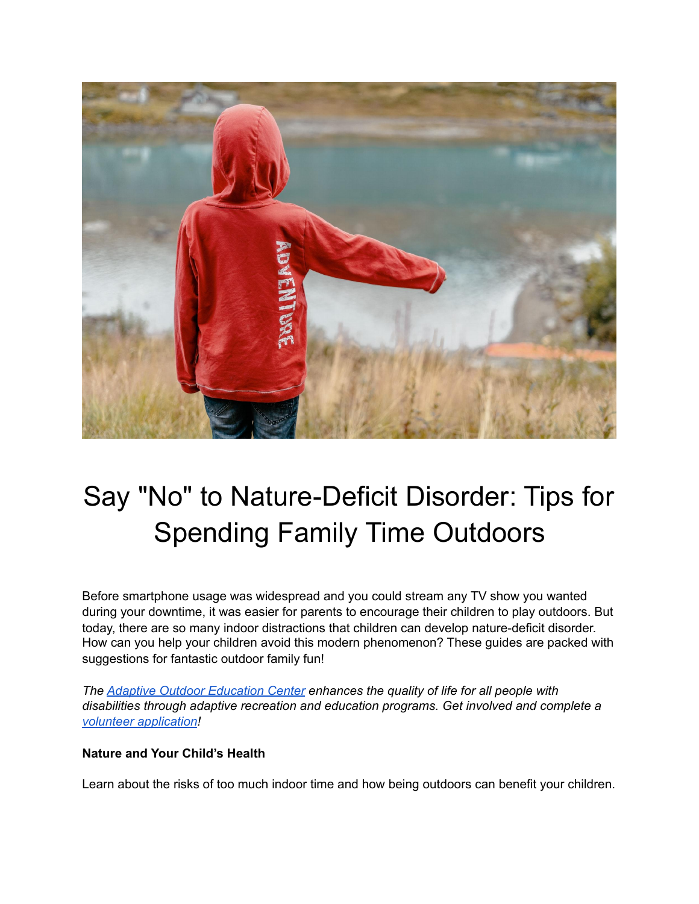# Say "No" to Nature-Deficit Disorder: Tips for Spending Family Time Outdoors

Before smartphone usage was widespread and you could stream any TV show you wanted during your downtime, it was easier for parents to encourage their children to play outdoors. But today, there are so many indoor distractions that children can develop nature-deficit disorder. How can you help your children avoid this modern phenomenon? These guides are packed with suggestions for fantastic outdoor family fun!

*The Adaptive Outdoor Education Center enhances the quality of life for all people with disabilities through adaptive recreation and education programs. Get involved and complete a volunteer application!*

**Nature and Your Child's Health**

Learn about the risks of too much indoor time and how being outdoors can benefit your children.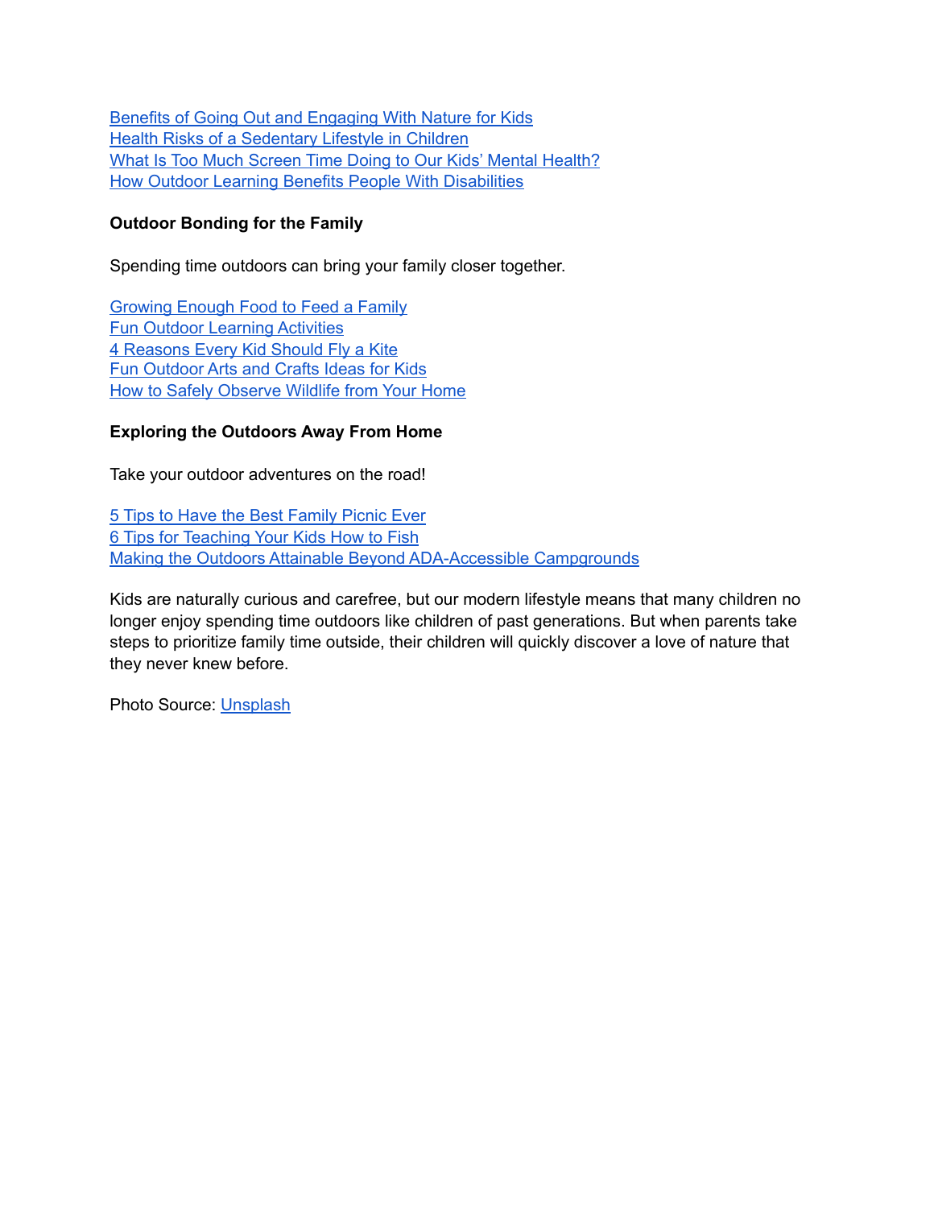[Benefits of Going Out and Engaging With Nature for Kids]
[Health Risks of a Sedentary Lifestyle in Children]
[What Is Too Much Screen Time Doing to Our Kids' Mental Health?]
[How Outdoor Learning Benefits People With Disabilities]

**Outdoor Bonding for the Family**

Spending time outdoors can bring your family closer together.

[Growing Enough Food to Feed a Family]
[Fun Outdoor Learning Activities]
[4 Reasons Every Kid Should Fly a Kite]
[Fun Outdoor Arts and Crafts Ideas for Kids]
[How to Safely Observe Wildlife from Your Home]

**Exploring the Outdoors Away From Home**

Take your outdoor adventures on the road!

[5 Tips to Have the Best Family Picnic Ever]
[6 Tips for Teaching Your Kids How to Fish]
[Making the Outdoors Attainable Beyond ADA-Accessible Campgrounds]

Kids are naturally curious and carefree, but our modern lifestyle means that many children no longer enjoy spending time outdoors like children of past generations. But when parents take steps to prioritize family time outside, their children will quickly discover a love of nature that they never knew before.

Photo Source: [Unsplash]